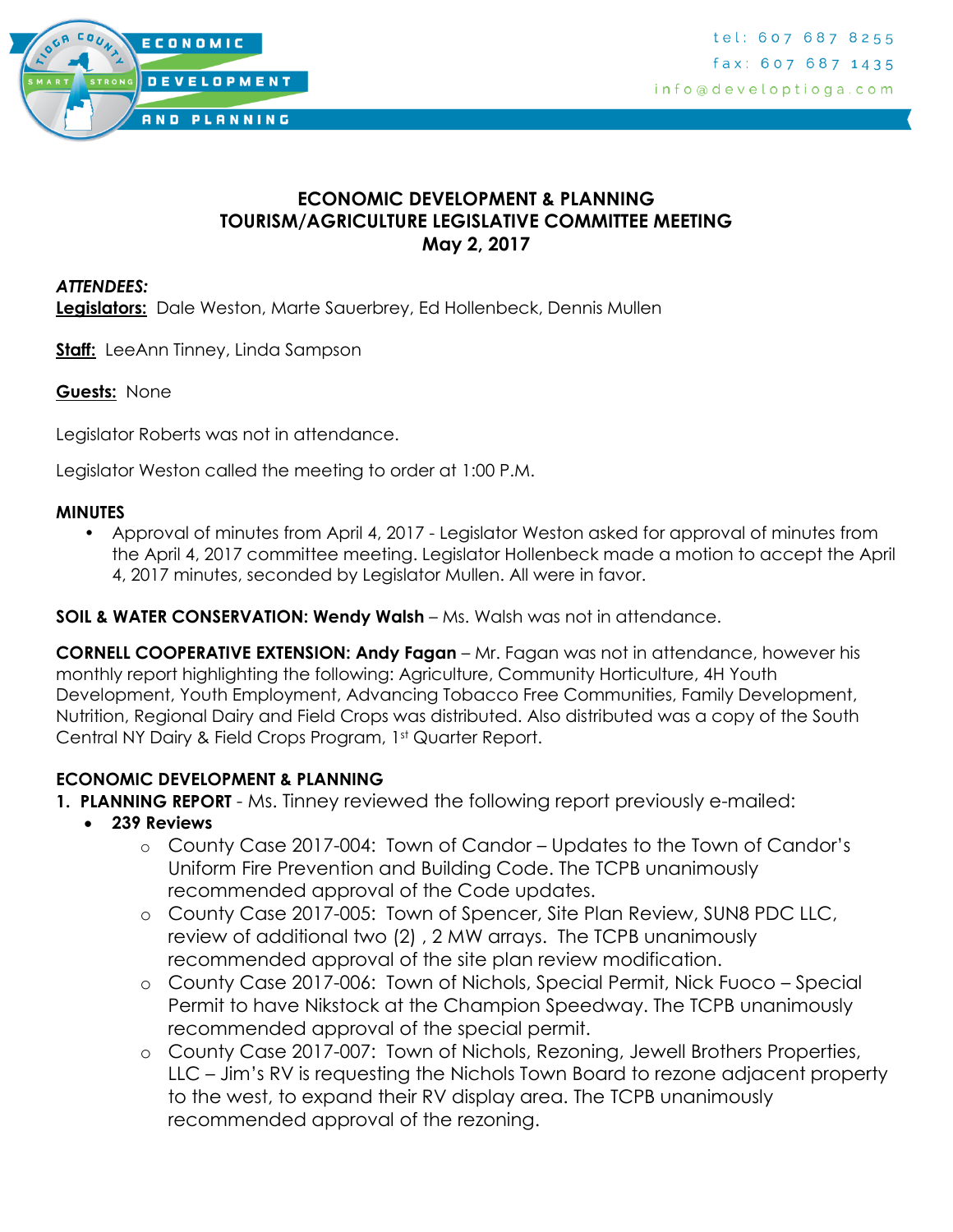ECONOMIC DEVELOPMENT AND PLANNING

SMART STRONG

tel: 607 687 8255
fax: 607 687 1435
info@developtioga.com

# ECONOMIC DEVELOPMENT & PLANNING
# TOURISM/AGRICULTURE LEGISLATIVE COMMITTEE MEETING
## May 2, 2017

***ATTENDEES:***

**Legislators:** Dale Weston, Marte Sauerbrey, Ed Hollenbeck, Dennis Mullen

**Staff:** LeeAnn Tinney, Linda Sampson

**Guests:** None

Legislator Roberts was not in attendance.

Legislator Weston called the meeting to order at 1:00 P.M.

**MINUTES**

- Approval of minutes from April 4, 2017 - Legislator Weston asked for approval of minutes from the April 4, 2017 committee meeting. Legislator Hollenbeck made a motion to accept the April 4, 2017 minutes, seconded by Legislator Mullen. All were in favor.

**SOIL & WATER CONSERVATION: Wendy Walsh** – Ms. Walsh was not in attendance.

**CORNELL COOPERATIVE EXTENSION: Andy Fagan** – Mr. Fagan was not in attendance, however his monthly report highlighting the following: Agriculture, Community Horticulture, 4H Youth Development, Youth Employment, Advancing Tobacco Free Communities, Family Development, Nutrition, Regional Dairy and Field Crops was distributed. Also distributed was a copy of the South Central NY Dairy & Field Crops Program, 1st Quarter Report.

**ECONOMIC DEVELOPMENT & PLANNING**

1. **PLANNING REPORT** - Ms. Tinney reviewed the following report previously e-mailed:
   - **239 Reviews**
     - County Case 2017-004: Town of Candor – Updates to the Town of Candor's Uniform Fire Prevention and Building Code. The TCPB unanimously recommended approval of the Code updates.
     - County Case 2017-005: Town of Spencer, Site Plan Review, SUN8 PDC LLC, review of additional two (2) , 2 MW arrays. The TCPB unanimously recommended approval of the site plan review modification.
     - County Case 2017-006: Town of Nichols, Special Permit, Nick Fuoco – Special Permit to have Nikstock at the Champion Speedway. The TCPB unanimously recommended approval of the special permit.
     - County Case 2017-007: Town of Nichols, Rezoning, Jewell Brothers Properties, LLC – Jim's RV is requesting the Nichols Town Board to rezone adjacent property to the west, to expand their RV display area. The TCPB unanimously recommended approval of the rezoning.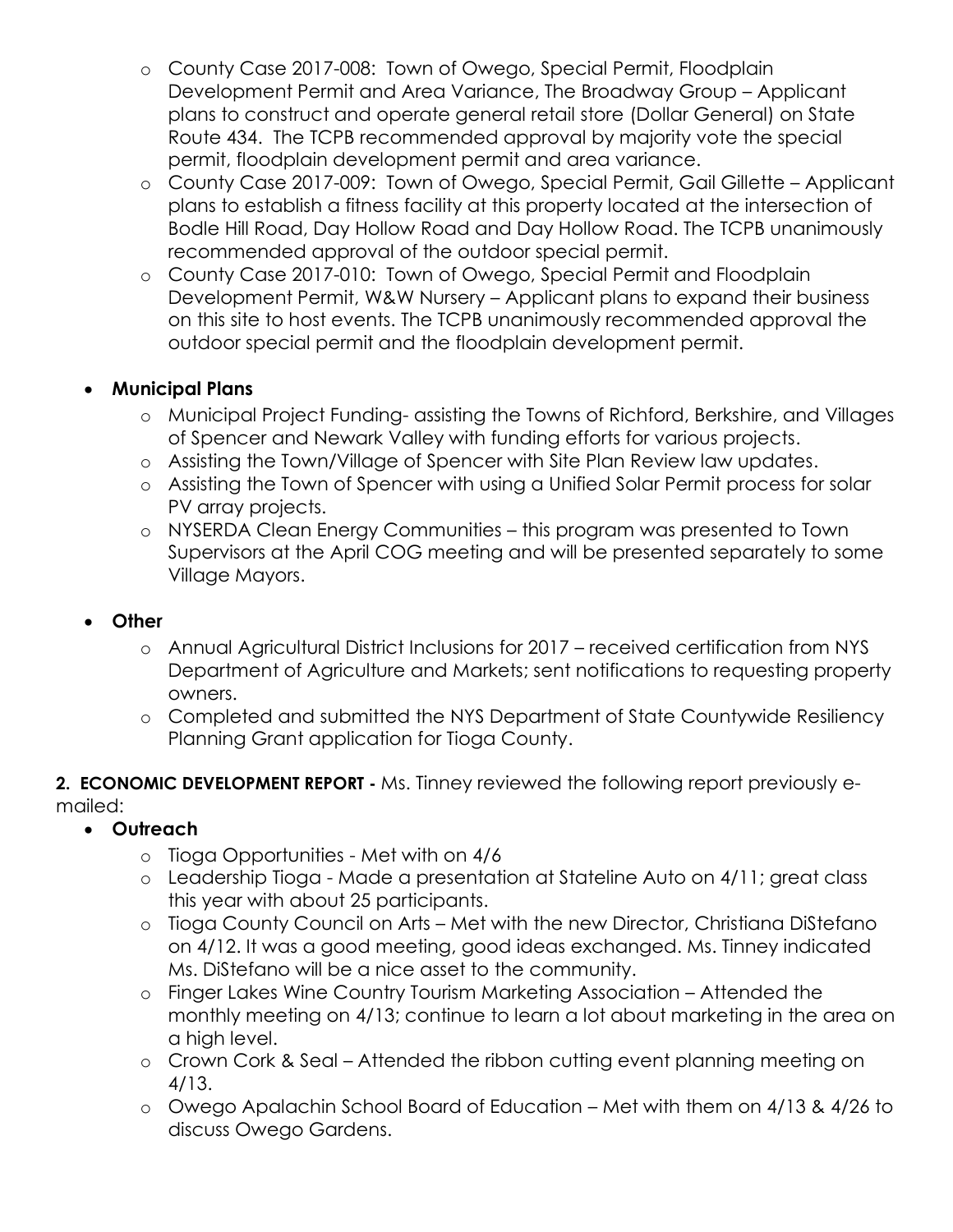- County Case 2017-008: Town of Owego, Special Permit, Floodplain Development Permit and Area Variance, The Broadway Group – Applicant plans to construct and operate general retail store (Dollar General) on State Route 434. The TCPB recommended approval by majority vote the special permit, floodplain development permit and area variance.
- County Case 2017-009: Town of Owego, Special Permit, Gail Gillette – Applicant plans to establish a fitness facility at this property located at the intersection of Bodle Hill Road, Day Hollow Road and Day Hollow Road. The TCPB unanimously recommended approval of the outdoor special permit.
- County Case 2017-010: Town of Owego, Special Permit and Floodplain Development Permit, W&W Nursery – Applicant plans to expand their business on this site to host events. The TCPB unanimously recommended approval the outdoor special permit and the floodplain development permit.

- **Municipal Plans**
  - Municipal Project Funding- assisting the Towns of Richford, Berkshire, and Villages of Spencer and Newark Valley with funding efforts for various projects.
  - Assisting the Town/Village of Spencer with Site Plan Review law updates.
  - Assisting the Town of Spencer with using a Unified Solar Permit process for solar PV array projects.
  - NYSERDA Clean Energy Communities – this program was presented to Town Supervisors at the April COG meeting and will be presented separately to some Village Mayors.

- **Other**
  - Annual Agricultural District Inclusions for 2017 – received certification from NYS Department of Agriculture and Markets; sent notifications to requesting property owners.
  - Completed and submitted the NYS Department of State Countywide Resiliency Planning Grant application for Tioga County.

**2. ECONOMIC DEVELOPMENT REPORT -** Ms. Tinney reviewed the following report previously e-mailed:

- **Outreach**
  - Tioga Opportunities - Met with on 4/6
  - Leadership Tioga - Made a presentation at Stateline Auto on 4/11; great class this year with about 25 participants.
  - Tioga County Council on Arts – Met with the new Director, Christiana DiStefano on 4/12. It was a good meeting, good ideas exchanged. Ms. Tinney indicated Ms. DiStefano will be a nice asset to the community.
  - Finger Lakes Wine Country Tourism Marketing Association – Attended the monthly meeting on 4/13; continue to learn a lot about marketing in the area on a high level.
  - Crown Cork & Seal – Attended the ribbon cutting event planning meeting on 4/13.
  - Owego Apalachin School Board of Education – Met with them on 4/13 & 4/26 to discuss Owego Gardens.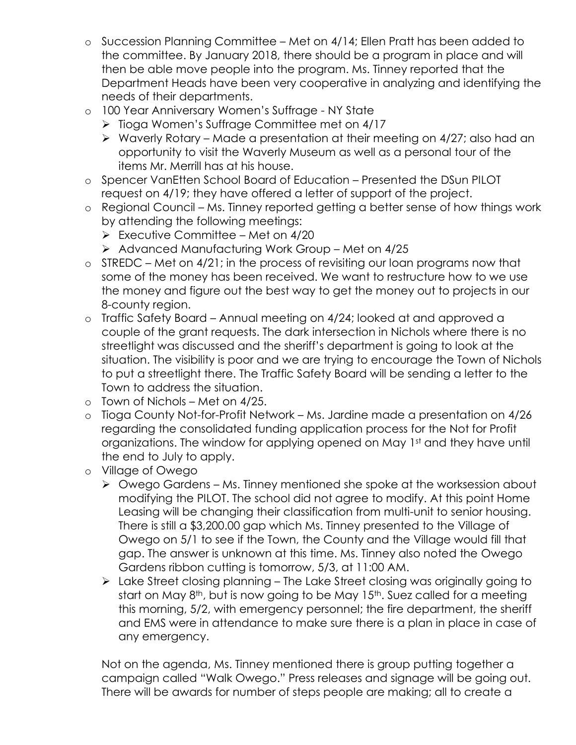- Succession Planning Committee – Met on 4/14; Ellen Pratt has been added to the committee. By January 2018, there should be a program in place and will then be able move people into the program. Ms. Tinney reported that the Department Heads have been very cooperative in analyzing and identifying the needs of their departments.
- 100 Year Anniversary Women's Suffrage - NY State
  - Tioga Women's Suffrage Committee met on 4/17
  - Waverly Rotary – Made a presentation at their meeting on 4/27; also had an opportunity to visit the Waverly Museum as well as a personal tour of the items Mr. Merrill has at his house.
- Spencer VanEtten School Board of Education – Presented the DSun PILOT request on 4/19; they have offered a letter of support of the project.
- Regional Council – Ms. Tinney reported getting a better sense of how things work by attending the following meetings:
  - Executive Committee – Met on 4/20
  - Advanced Manufacturing Work Group – Met on 4/25
- STREDC – Met on 4/21; in the process of revisiting our loan programs now that some of the money has been received. We want to restructure how to we use the money and figure out the best way to get the money out to projects in our 8-county region.
- Traffic Safety Board – Annual meeting on 4/24; looked at and approved a couple of the grant requests. The dark intersection in Nichols where there is no streetlight was discussed and the sheriff's department is going to look at the situation. The visibility is poor and we are trying to encourage the Town of Nichols to put a streetlight there. The Traffic Safety Board will be sending a letter to the Town to address the situation.
- Town of Nichols – Met on 4/25.
- Tioga County Not-for-Profit Network – Ms. Jardine made a presentation on 4/26 regarding the consolidated funding application process for the Not for Profit organizations. The window for applying opened on May 1st and they have until the end to July to apply.
- Village of Owego
  - Owego Gardens – Ms. Tinney mentioned she spoke at the worksession about modifying the PILOT. The school did not agree to modify. At this point Home Leasing will be changing their classification from multi-unit to senior housing. There is still a $3,200.00 gap which Ms. Tinney presented to the Village of Owego on 5/1 to see if the Town, the County and the Village would fill that gap. The answer is unknown at this time. Ms. Tinney also noted the Owego Gardens ribbon cutting is tomorrow, 5/3, at 11:00 AM.
  - Lake Street closing planning – The Lake Street closing was originally going to start on May 8th, but is now going to be May 15th. Suez called for a meeting this morning, 5/2, with emergency personnel; the fire department, the sheriff and EMS were in attendance to make sure there is a plan in place in case of any emergency.

Not on the agenda, Ms. Tinney mentioned there is group putting together a campaign called "Walk Owego." Press releases and signage will be going out. There will be awards for number of steps people are making; all to create a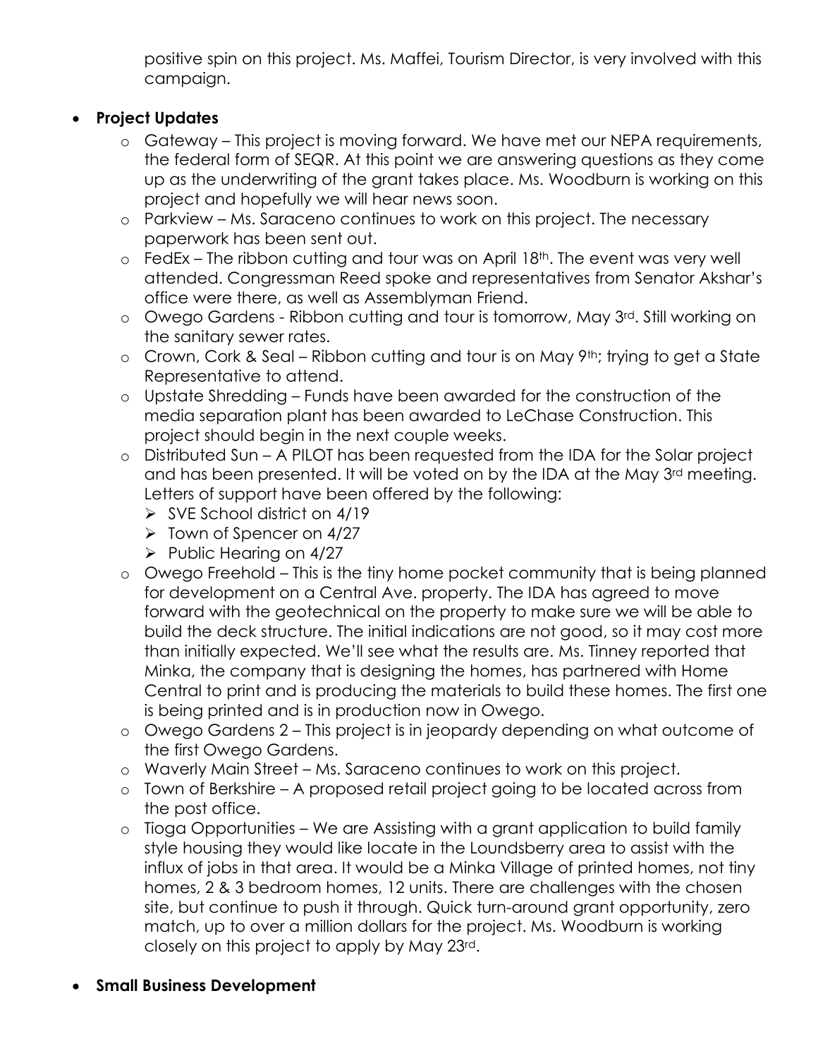positive spin on this project. Ms. Maffei, Tourism Director, is very involved with this campaign.

- **Project Updates**
  - Gateway – This project is moving forward. We have met our NEPA requirements, the federal form of SEQR. At this point we are answering questions as they come up as the underwriting of the grant takes place. Ms. Woodburn is working on this project and hopefully we will hear news soon.
  - Parkview – Ms. Saraceno continues to work on this project. The necessary paperwork has been sent out.
  - FedEx – The ribbon cutting and tour was on April 18th. The event was very well attended. Congressman Reed spoke and representatives from Senator Akshar's office were there, as well as Assemblyman Friend.
  - Owego Gardens - Ribbon cutting and tour is tomorrow, May 3rd. Still working on the sanitary sewer rates.
  - Crown, Cork & Seal – Ribbon cutting and tour is on May 9th; trying to get a State Representative to attend.
  - Upstate Shredding – Funds have been awarded for the construction of the media separation plant has been awarded to LeChase Construction. This project should begin in the next couple weeks.
  - Distributed Sun – A PILOT has been requested from the IDA for the Solar project and has been presented. It will be voted on by the IDA at the May 3rd meeting. Letters of support have been offered by the following:
    - SVE School district on 4/19
    - Town of Spencer on 4/27
    - Public Hearing on 4/27
  - Owego Freehold – This is the tiny home pocket community that is being planned for development on a Central Ave. property. The IDA has agreed to move forward with the geotechnical on the property to make sure we will be able to build the deck structure. The initial indications are not good, so it may cost more than initially expected. We'll see what the results are. Ms. Tinney reported that Minka, the company that is designing the homes, has partnered with Home Central to print and is producing the materials to build these homes. The first one is being printed and is in production now in Owego.
  - Owego Gardens 2 – This project is in jeopardy depending on what outcome of the first Owego Gardens.
  - Waverly Main Street – Ms. Saraceno continues to work on this project.
  - Town of Berkshire – A proposed retail project going to be located across from the post office.
  - Tioga Opportunities – We are Assisting with a grant application to build family style housing they would like locate in the Loundsberry area to assist with the influx of jobs in that area. It would be a Minka Village of printed homes, not tiny homes, 2 & 3 bedroom homes, 12 units. There are challenges with the chosen site, but continue to push it through. Quick turn-around grant opportunity, zero match, up to over a million dollars for the project. Ms. Woodburn is working closely on this project to apply by May 23rd.

- **Small Business Development**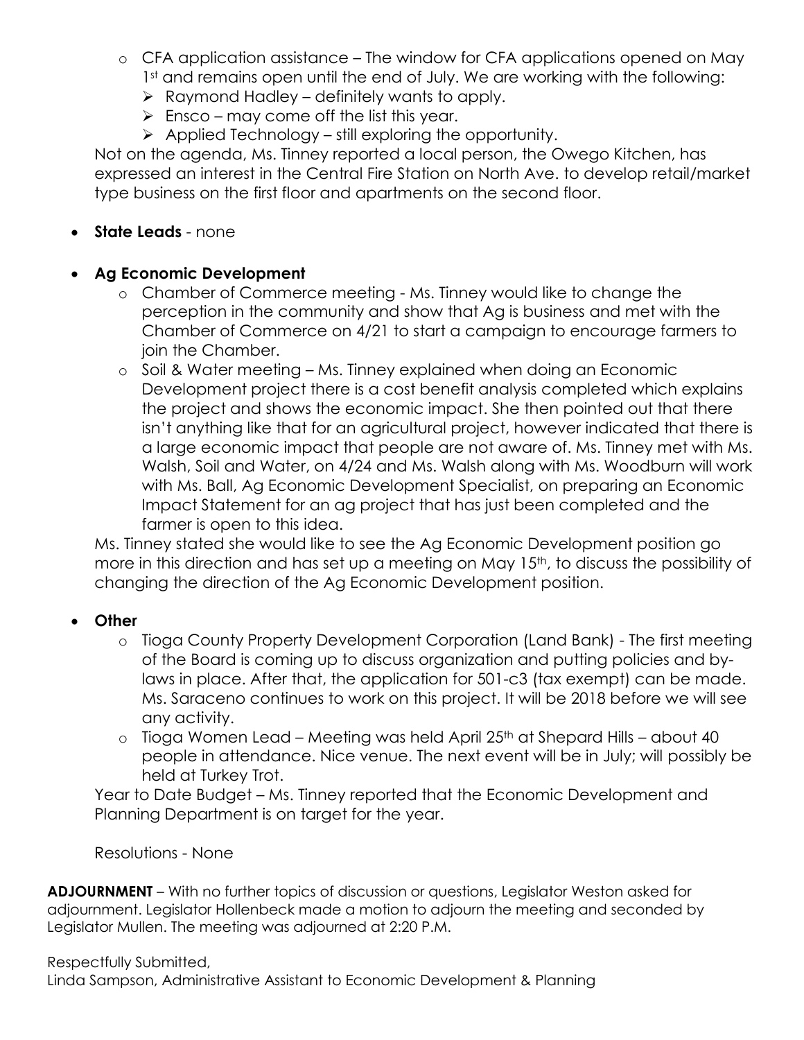- CFA application assistance – The window for CFA applications opened on May 1st and remains open until the end of July. We are working with the following:
  - Raymond Hadley – definitely wants to apply.
  - Ensco – may come off the list this year.
  - Applied Technology – still exploring the opportunity.

Not on the agenda, Ms. Tinney reported a local person, the Owego Kitchen, has expressed an interest in the Central Fire Station on North Ave. to develop retail/market type business on the first floor and apartments on the second floor.

- **State Leads** - none

- **Ag Economic Development**
  - Chamber of Commerce meeting - Ms. Tinney would like to change the perception in the community and show that Ag is business and met with the Chamber of Commerce on 4/21 to start a campaign to encourage farmers to join the Chamber.
  - Soil & Water meeting – Ms. Tinney explained when doing an Economic Development project there is a cost benefit analysis completed which explains the project and shows the economic impact. She then pointed out that there isn't anything like that for an agricultural project, however indicated that there is a large economic impact that people are not aware of. Ms. Tinney met with Ms. Walsh, Soil and Water, on 4/24 and Ms. Walsh along with Ms. Woodburn will work with Ms. Ball, Ag Economic Development Specialist, on preparing an Economic Impact Statement for an ag project that has just been completed and the farmer is open to this idea.

Ms. Tinney stated she would like to see the Ag Economic Development position go more in this direction and has set up a meeting on May 15th, to discuss the possibility of changing the direction of the Ag Economic Development position.

- **Other**
  - Tioga County Property Development Corporation (Land Bank) - The first meeting of the Board is coming up to discuss organization and putting policies and by-laws in place. After that, the application for 501-c3 (tax exempt) can be made. Ms. Saraceno continues to work on this project. It will be 2018 before we will see any activity.
  - Tioga Women Lead – Meeting was held April 25th at Shepard Hills – about 40 people in attendance. Nice venue. The next event will be in July; will possibly be held at Turkey Trot.

Year to Date Budget – Ms. Tinney reported that the Economic Development and Planning Department is on target for the year.

Resolutions - None

**ADJOURNMENT** – With no further topics of discussion or questions, Legislator Weston asked for adjournment. Legislator Hollenbeck made a motion to adjourn the meeting and seconded by Legislator Mullen. The meeting was adjourned at 2:20 P.M.

Respectfully Submitted,
Linda Sampson, Administrative Assistant to Economic Development & Planning